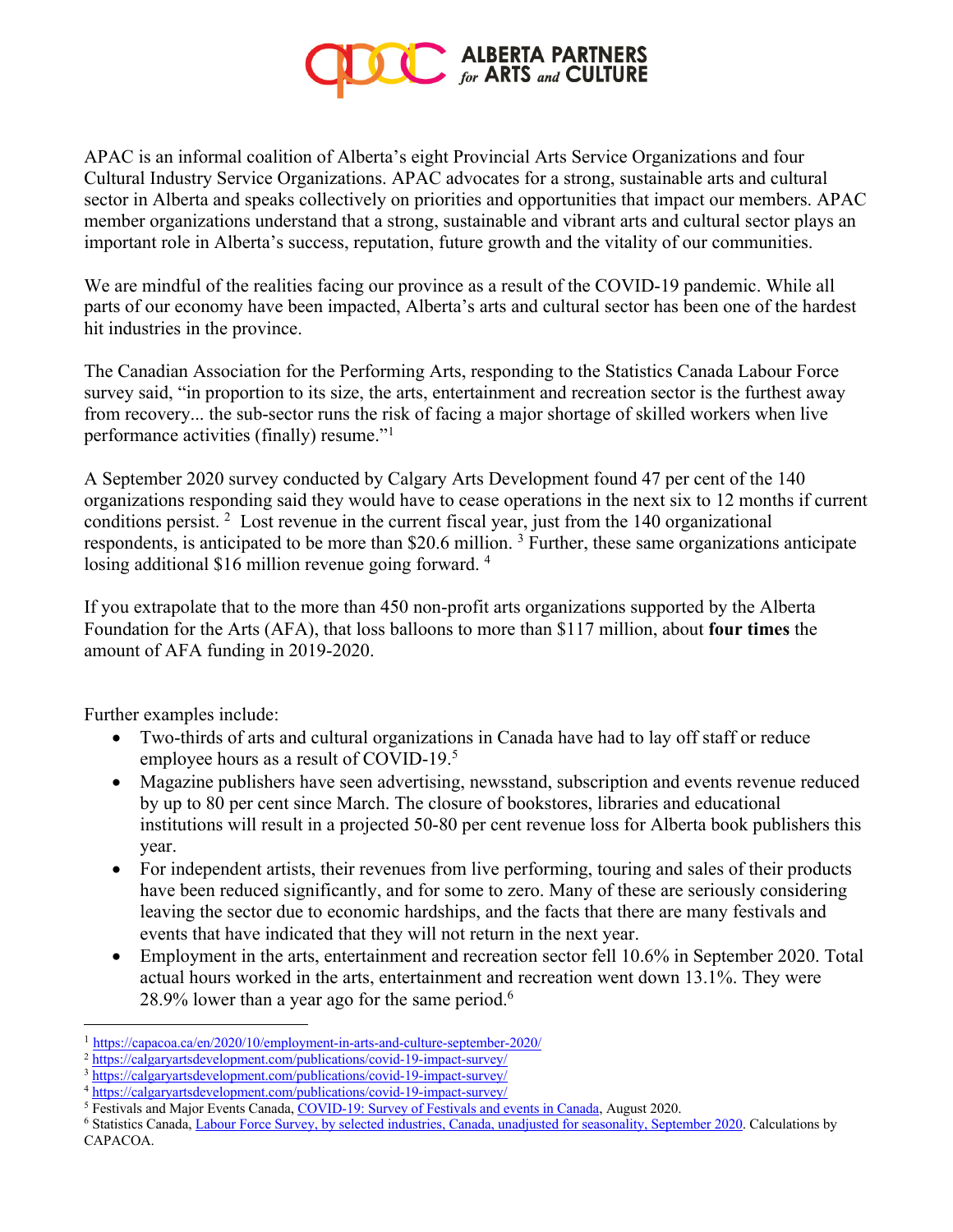# ALBERTA PARTNERS for ARTS and CULTURE

APAC is an informal coalition of Alberta's eight Provincial Arts Service Organizations and four Cultural Industry Service Organizations. APAC advocates for a strong, sustainable arts and cultural sector in Alberta and speaks collectively on priorities and opportunities that impact our members. APAC member organizations understand that a strong, sustainable and vibrant arts and cultural sector plays an important role in Alberta's success, reputation, future growth and the vitality of our communities.

We are mindful of the realities facing our province as a result of the COVID-19 pandemic. While all parts of our economy have been impacted, Alberta's arts and cultural sector has been one of the hardest hit industries in the province.

The Canadian Association for the Performing Arts, responding to the Statistics Canada Labour Force survey said, "in proportion to its size, the arts, entertainment and recreation sector is the furthest away from recovery... the sub-sector runs the risk of facing a major shortage of skilled workers when live performance activities (finally) resume."[1]

A September 2020 survey conducted by Calgary Arts Development found 47 per cent of the 140 organizations responding said they would have to cease operations in the next six to 12 months if current conditions persist.[2] Lost revenue in the current fiscal year, just from the 140 organizational respondents, is anticipated to be more than \$20.6 million.[3] Further, these same organizations anticipate losing additional \$16 million revenue going forward.[4]

If you extrapolate that to the more than 450 non-profit arts organizations supported by the Alberta Foundation for the Arts (AFA), that loss balloons to more than \$117 million, about **four times** the amount of AFA funding in 2019-2020.

Further examples include:

- Two-thirds of arts and cultural organizations in Canada have had to lay off staff or reduce employee hours as a result of COVID-19.[5]
- Magazine publishers have seen advertising, newsstand, subscription and events revenue reduced by up to 80 per cent since March. The closure of bookstores, libraries and educational institutions will result in a projected 50-80 per cent revenue loss for Alberta book publishers this year.
- For independent artists, their revenues from live performing, touring and sales of their products have been reduced significantly, and for some to zero. Many of these are seriously considering leaving the sector due to economic hardships, and the facts that there are many festivals and events that have indicated that they will not return in the next year.
- Employment in the arts, entertainment and recreation sector fell 10.6% in September 2020. Total actual hours worked in the arts, entertainment and recreation went down 13.1%. They were 28.9% lower than a year ago for the same period.[6]

---

[1] https://capacoa.ca/en/2020/10/employment-in-arts-and-culture-september-2020/

[2] https://calgaryartsdevelopment.com/publications/covid-19-impact-survey/

[3] https://calgaryartsdevelopment.com/publications/covid-19-impact-survey/

[4] https://calgaryartsdevelopment.com/publications/covid-19-impact-survey/

[5] Festivals and Major Events Canada, COVID-19: Survey of Festivals and events in Canada, August 2020.

[6] Statistics Canada, Labour Force Survey, by selected industries, Canada, unadjusted for seasonality, September 2020. Calculations by CAPACOA.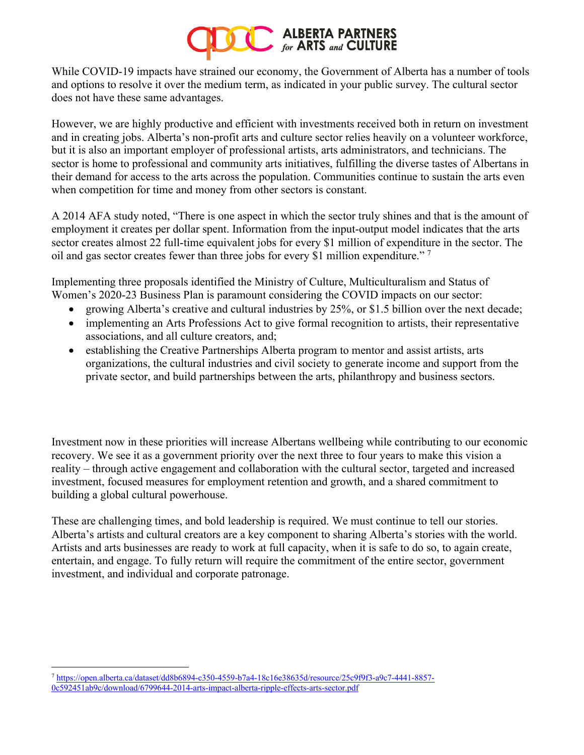While COVID-19 impacts have strained our economy, the Government of Alberta has a number of tools and options to resolve it over the medium term, as indicated in your public survey. The cultural sector does not have these same advantages.

However, we are highly productive and efficient with investments received both in return on investment and in creating jobs. Alberta's non-profit arts and culture sector relies heavily on a volunteer workforce, but it is also an important employer of professional artists, arts administrators, and technicians. The sector is home to professional and community arts initiatives, fulfilling the diverse tastes of Albertans in their demand for access to the arts across the population. Communities continue to sustain the arts even when competition for time and money from other sectors is constant.

A 2014 AFA study noted, "There is one aspect in which the sector truly shines and that is the amount of employment it creates per dollar spent. Information from the input-output model indicates that the arts sector creates almost 22 full-time equivalent jobs for every $1 million of expenditure in the sector. The oil and gas sector creates fewer than three jobs for every $1 million expenditure." [7]

Implementing three proposals identified the Ministry of Culture, Multiculturalism and Status of Women's 2020-23 Business Plan is paramount considering the COVID impacts on our sector:

- growing Alberta's creative and cultural industries by 25%, or $1.5 billion over the next decade;
- implementing an Arts Professions Act to give formal recognition to artists, their representative associations, and all culture creators, and;
- establishing the Creative Partnerships Alberta program to mentor and assist artists, arts organizations, the cultural industries and civil society to generate income and support from the private sector, and build partnerships between the arts, philanthropy and business sectors.

Investment now in these priorities will increase Albertans wellbeing while contributing to our economic recovery. We see it as a government priority over the next three to four years to make this vision a reality – through active engagement and collaboration with the cultural sector, targeted and increased investment, focused measures for employment retention and growth, and a shared commitment to building a global cultural powerhouse.

These are challenging times, and bold leadership is required. We must continue to tell our stories. Alberta's artists and cultural creators are a key component to sharing Alberta's stories with the world. Artists and arts businesses are ready to work at full capacity, when it is safe to do so, to again create, entertain, and engage. To fully return will require the commitment of the entire sector, government investment, and individual and corporate patronage.

---

[7] https://open.alberta.ca/dataset/dd8b6894-c350-4559-b7a4-18c16e38635d/resource/25c9f9f3-a9c7-4441-8857-0c592451ab9c/download/6799644-2014-arts-impact-alberta-ripple-effects-arts-sector.pdf